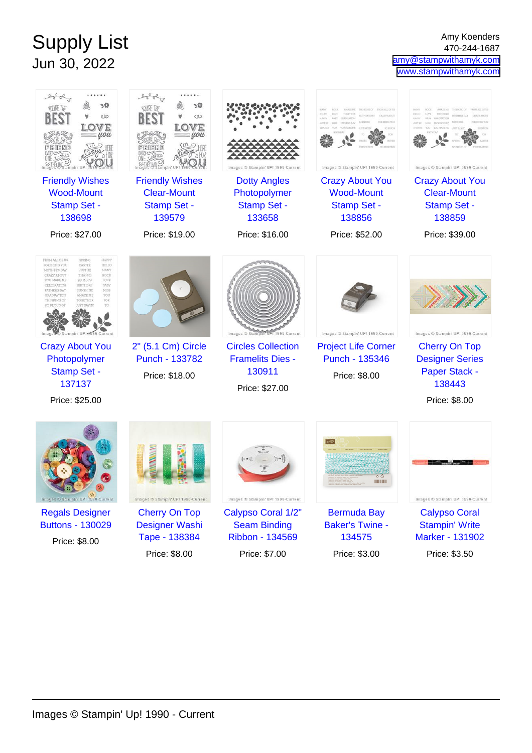# Supply List

Jun 30, 2022

Amy Koenders
470-244-1687
amy@stampwithamyk.com
www.stampwithamyk.com

Friendly Wishes Wood-Mount Stamp Set - 138698

Price: $27.00

Friendly Wishes Clear-Mount Stamp Set - 139579

Price: $19.00

Dotty Angles Photopolymer Stamp Set - 133658

Price: $16.00

Crazy About You Wood-Mount Stamp Set - 138856

Price: $52.00

Crazy About You Clear-Mount Stamp Set - 138859

Price: $39.00

Crazy About You Photopolymer Stamp Set - 137137

Price: $25.00

2" (5.1 Cm) Circle Punch - 133782

Price: $18.00

Circles Collection Framelits Dies - 130911

Price: $27.00

Project Life Corner Punch - 135346

Price: $8.00

Cherry On Top Designer Series Paper Stack - 138443

Price: $8.00

Regals Designer Buttons - 130029

Price: $8.00

Cherry On Top Designer Washi Tape - 138384

Price: $8.00

Calypso Coral 1/2" Seam Binding Ribbon - 134569

Price: $7.00

Bermuda Bay Baker's Twine - 134575

Price: $3.00

Calypso Coral Stampin' Write Marker - 131902

Price: $3.50

Images © Stampin' Up! 1990 - Current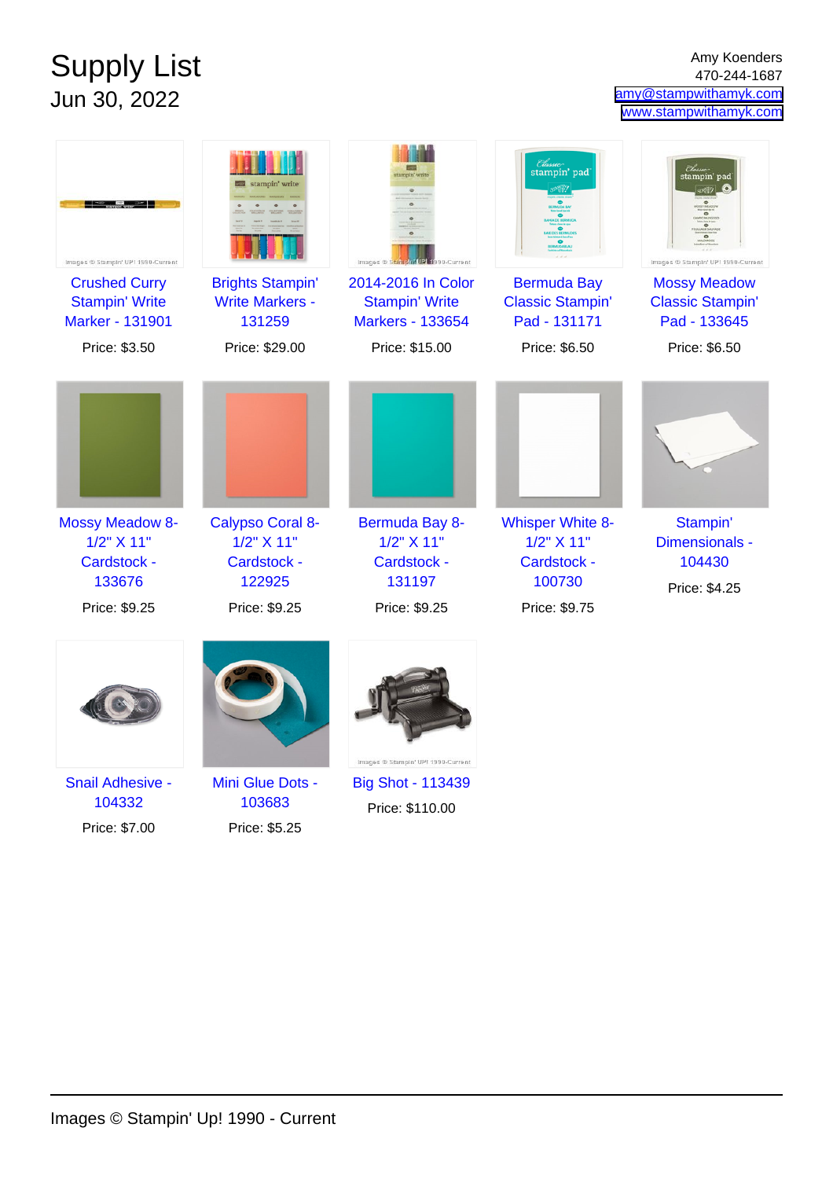# Supply List

## Jun 30, 2022

Amy Koenders
470-244-1687
amy@stampwithamyk.com
www.stampwithamyk.com

Crushed Curry Stampin' Write Marker - 131901
Price: $3.50

Brights Stampin' Write Markers - 131259
Price: $29.00

2014-2016 In Color Stampin' Write Markers - 133654
Price: $15.00

Bermuda Bay Classic Stampin' Pad - 131171
Price: $6.50

Mossy Meadow Classic Stampin' Pad - 133645
Price: $6.50

Mossy Meadow 8-1/2" X 11" Cardstock - 133676
Price: $9.25

Calypso Coral 8-1/2" X 11" Cardstock - 122925
Price: $9.25

Bermuda Bay 8-1/2" X 11" Cardstock - 131197
Price: $9.25

Whisper White 8-1/2" X 11" Cardstock - 100730
Price: $9.75

Stampin' Dimensionals - 104430
Price: $4.25

Snail Adhesive - 104332
Price: $7.00

Mini Glue Dots - 103683
Price: $5.25

Big Shot - 113439
Price: $110.00

Images © Stampin' Up! 1990 - Current